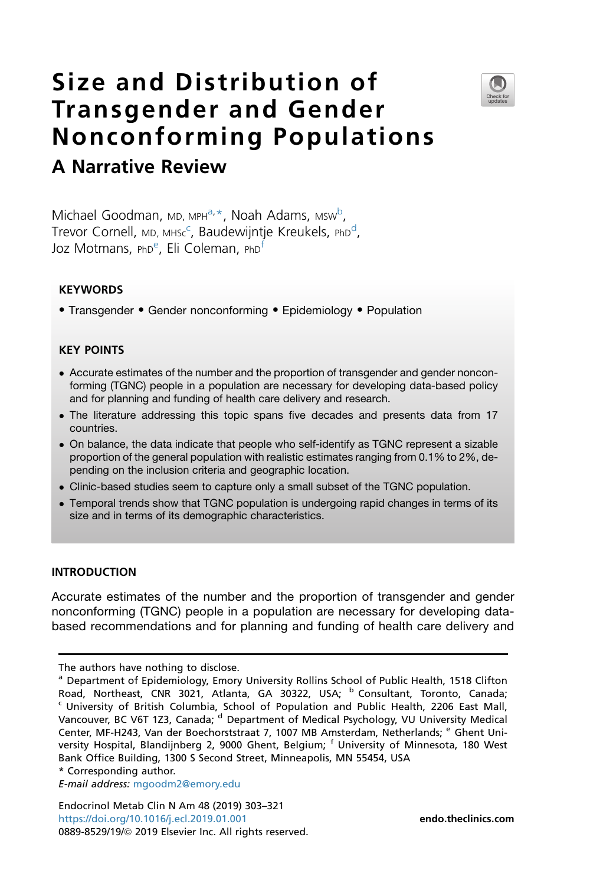# Size and Distribution of Transgender and Gender Nonconforming Populations

## A Narrative Review

Michael Goodman, MD, MPH[a,*], Noah Adams, MSW[b], Trevor Cornell, MD, MHSc[c], Baudewijntje Kreukels, PhD[d], Joz Motmans, PhD[e], Eli Coleman, PhD[f]

### KEYWORDS

• Transgender • Gender nonconforming • Epidemiology • Population

### KEY POINTS

- Accurate estimates of the number and the proportion of transgender and gender nonconforming (TGNC) people in a population are necessary for developing data-based policy and for planning and funding of health care delivery and research.
- The literature addressing this topic spans five decades and presents data from 17 countries.
- On balance, the data indicate that people who self-identify as TGNC represent a sizable proportion of the general population with realistic estimates ranging from 0.1% to 2%, depending on the inclusion criteria and geographic location.
- Clinic-based studies seem to capture only a small subset of the TGNC population.
- Temporal trends show that TGNC population is undergoing rapid changes in terms of its size and in terms of its demographic characteristics.

## INTRODUCTION

Accurate estimates of the number and the proportion of transgender and gender nonconforming (TGNC) people in a population are necessary for developing data-based recommendations and for planning and funding of health care delivery and

---

The authors have nothing to disclose.

[a] Department of Epidemiology, Emory University Rollins School of Public Health, 1518 Clifton Road, Northeast, CNR 3021, Atlanta, GA 30322, USA; [b] Consultant, Toronto, Canada; [c] University of British Columbia, School of Population and Public Health, 2206 East Mall, Vancouver, BC V6T 1Z3, Canada; [d] Department of Medical Psychology, VU University Medical Center, MF-H243, Van der Boechorststraat 7, 1007 MB Amsterdam, Netherlands; [e] Ghent University Hospital, Blandijnberg 2, 9000 Ghent, Belgium; [f] University of Minnesota, 180 West Bank Office Building, 1300 S Second Street, Minneapolis, MN 55454, USA

\* Corresponding author.

*E-mail address:* mgoodm2@emory.edu

Endocrinol Metab Clin N Am 48 (2019) 303–321
https://doi.org/10.1016/j.ecl.2019.01.001
0889-8529/19/© 2019 Elsevier Inc. All rights reserved.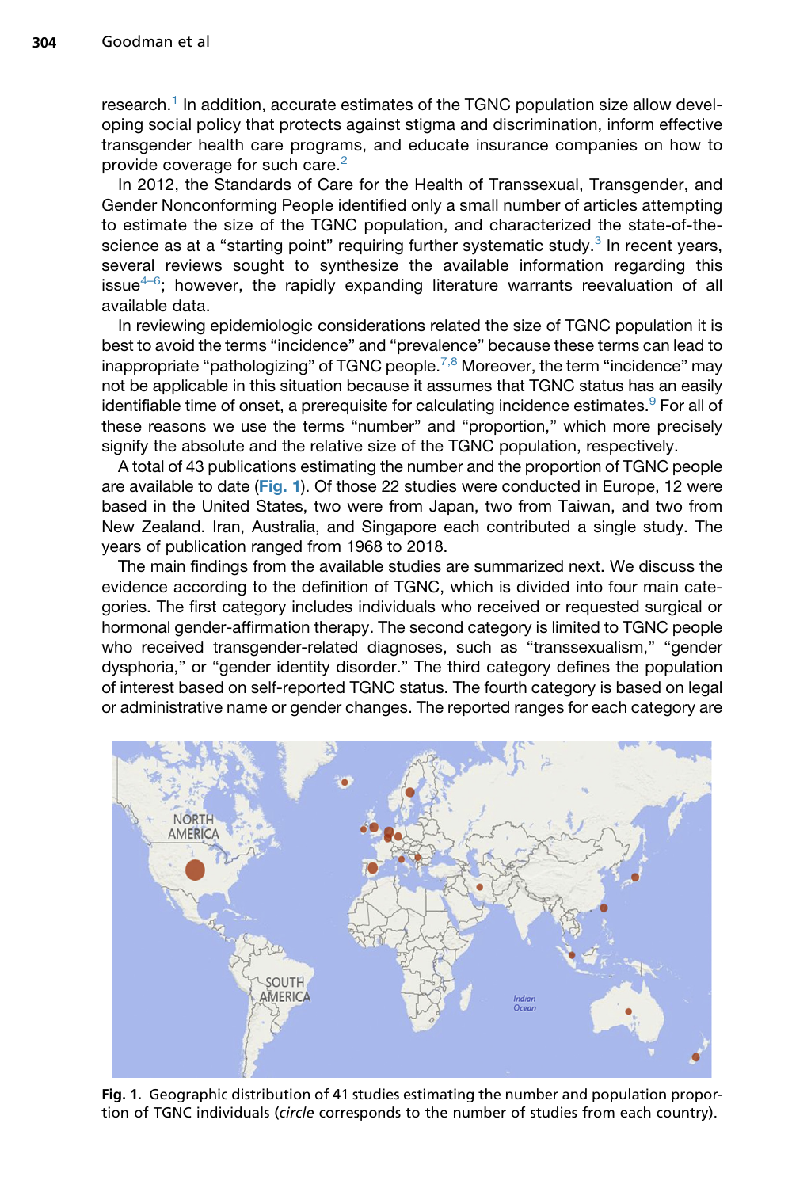research.[1] In addition, accurate estimates of the TGNC population size allow developing social policy that protects against stigma and discrimination, inform effective transgender health care programs, and educate insurance companies on how to provide coverage for such care.[2]

In 2012, the Standards of Care for the Health of Transsexual, Transgender, and Gender Nonconforming People identified only a small number of articles attempting to estimate the size of the TGNC population, and characterized the state-of-the-science as at a "starting point" requiring further systematic study.[3] In recent years, several reviews sought to synthesize the available information regarding this issue[4–6]; however, the rapidly expanding literature warrants reevaluation of all available data.

In reviewing epidemiologic considerations related the size of TGNC population it is best to avoid the terms "incidence" and "prevalence" because these terms can lead to inappropriate "pathologizing" of TGNC people.[7,8] Moreover, the term "incidence" may not be applicable in this situation because it assumes that TGNC status has an easily identifiable time of onset, a prerequisite for calculating incidence estimates.[9] For all of these reasons we use the terms "number" and "proportion," which more precisely signify the absolute and the relative size of the TGNC population, respectively.

A total of 43 publications estimating the number and the proportion of TGNC people are available to date (**Fig. 1**). Of those 22 studies were conducted in Europe, 12 were based in the United States, two were from Japan, two from Taiwan, and two from New Zealand. Iran, Australia, and Singapore each contributed a single study. The years of publication ranged from 1968 to 2018.

The main findings from the available studies are summarized next. We discuss the evidence according to the definition of TGNC, which is divided into four main categories. The first category includes individuals who received or requested surgical or hormonal gender-affirmation therapy. The second category is limited to TGNC people who received transgender-related diagnoses, such as "transsexualism," "gender dysphoria," or "gender identity disorder." The third category defines the population of interest based on self-reported TGNC status. The fourth category is based on legal or administrative name or gender changes. The reported ranges for each category are

**Fig. 1.** Geographic distribution of 41 studies estimating the number and population proportion of TGNC individuals (*circle* corresponds to the number of studies from each country).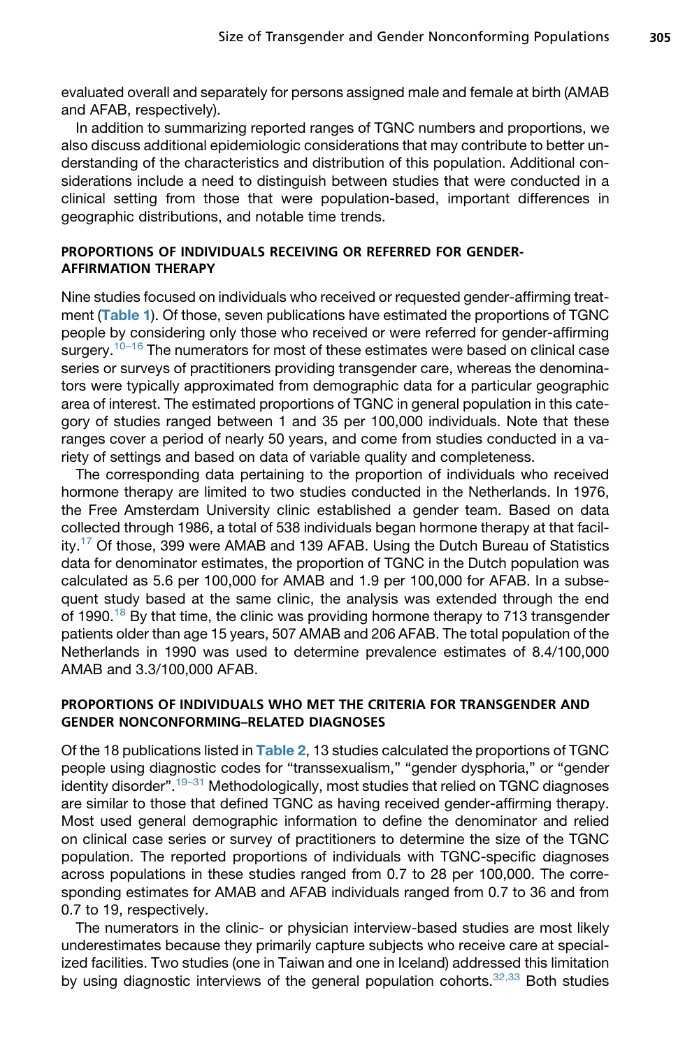evaluated overall and separately for persons assigned male and female at birth (AMAB and AFAB, respectively).

In addition to summarizing reported ranges of TGNC numbers and proportions, we also discuss additional epidemiologic considerations that may contribute to better understanding of the characteristics and distribution of this population. Additional considerations include a need to distinguish between studies that were conducted in a clinical setting from those that were population-based, important differences in geographic distributions, and notable time trends.

## PROPORTIONS OF INDIVIDUALS RECEIVING OR REFERRED FOR GENDER-AFFIRMATION THERAPY

Nine studies focused on individuals who received or requested gender-affirming treatment (**Table 1**). Of those, seven publications have estimated the proportions of TGNC people by considering only those who received or were referred for gender-affirming surgery.[10–16] The numerators for most of these estimates were based on clinical case series or surveys of practitioners providing transgender care, whereas the denominators were typically approximated from demographic data for a particular geographic area of interest. The estimated proportions of TGNC in general population in this category of studies ranged between 1 and 35 per 100,000 individuals. Note that these ranges cover a period of nearly 50 years, and come from studies conducted in a variety of settings and based on data of variable quality and completeness.

The corresponding data pertaining to the proportion of individuals who received hormone therapy are limited to two studies conducted in the Netherlands. In 1976, the Free Amsterdam University clinic established a gender team. Based on data collected through 1986, a total of 538 individuals began hormone therapy at that facility.[17] Of those, 399 were AMAB and 139 AFAB. Using the Dutch Bureau of Statistics data for denominator estimates, the proportion of TGNC in the Dutch population was calculated as 5.6 per 100,000 for AMAB and 1.9 per 100,000 for AFAB. In a subsequent study based at the same clinic, the analysis was extended through the end of 1990.[18] By that time, the clinic was providing hormone therapy to 713 transgender patients older than age 15 years, 507 AMAB and 206 AFAB. The total population of the Netherlands in 1990 was used to determine prevalence estimates of 8.4/100,000 AMAB and 3.3/100,000 AFAB.

## PROPORTIONS OF INDIVIDUALS WHO MET THE CRITERIA FOR TRANSGENDER AND GENDER NONCONFORMING–RELATED DIAGNOSES

Of the 18 publications listed in **Table 2**, 13 studies calculated the proportions of TGNC people using diagnostic codes for "transsexualism," "gender dysphoria," or "gender identity disorder".[19–31] Methodologically, most studies that relied on TGNC diagnoses are similar to those that defined TGNC as having received gender-affirming therapy. Most used general demographic information to define the denominator and relied on clinical case series or survey of practitioners to determine the size of the TGNC population. The reported proportions of individuals with TGNC-specific diagnoses across populations in these studies ranged from 0.7 to 28 per 100,000. The corresponding estimates for AMAB and AFAB individuals ranged from 0.7 to 36 and from 0.7 to 19, respectively.

The numerators in the clinic- or physician interview-based studies are most likely underestimates because they primarily capture subjects who receive care at specialized facilities. Two studies (one in Taiwan and one in Iceland) addressed this limitation by using diagnostic interviews of the general population cohorts.[32,33] Both studies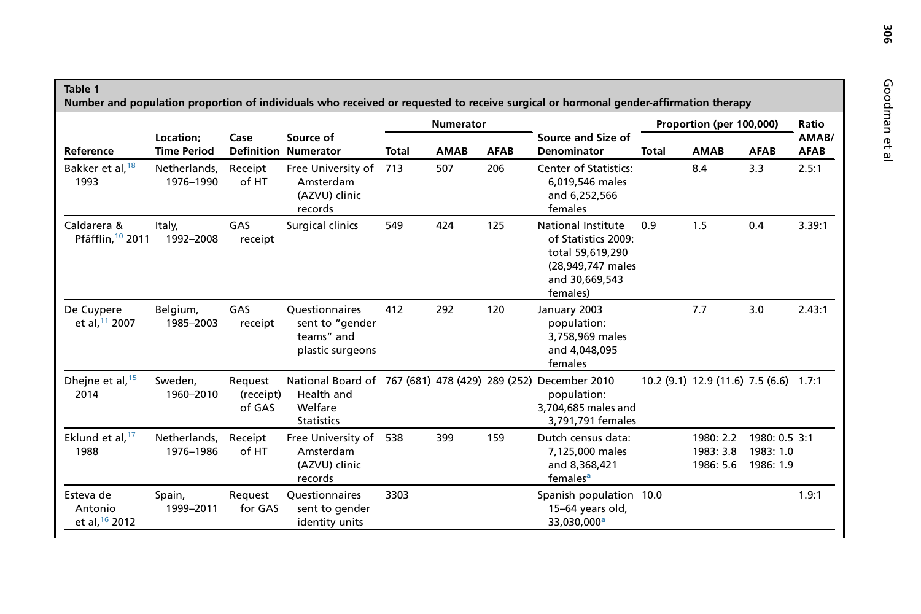**Table 1**
**Number and population proportion of individuals who received or requested to receive surgical or hormonal gender-affirmation therapy**

| Reference | Location; Time Period | Case Definition | Source of Numerator | Numerator | | | Source and Size of Denominator | Proportion (per 100,000) | | | Ratio AMAB/AFAB |
|---|---|---|---|---|---|---|---|---|---|---|---|
| | | | | Total | AMAB | AFAB | | Total | AMAB | AFAB | |
| Bakker et al,[18] 1993 | Netherlands, 1976–1990 | Receipt of HT | Free University of Amsterdam (AZVU) clinic records | 713 | 507 | 206 | Center of Statistics: 6,019,546 males and 6,252,566 females | | 8.4 | 3.3 | 2.5:1 |
| Caldarera & Pfäfflin,[10] 2011 | Italy, 1992–2008 | GAS receipt | Surgical clinics | 549 | 424 | 125 | National Institute of Statistics 2009: total 59,619,290 (28,949,747 males and 30,669,543 females) | 0.9 | 1.5 | 0.4 | 3.39:1 |
| De Cuypere et al,[11] 2007 | Belgium, 1985–2003 | GAS receipt | Questionnaires sent to "gender teams" and plastic surgeons | 412 | 292 | 120 | January 2003 population: 3,758,969 males and 4,048,095 females | | 7.7 | 3.0 | 2.43:1 |
| Dhejne et al,[15] 2014 | Sweden, 1960–2010 | Request (receipt) of GAS | National Board of Health and Welfare Statistics | 767 (681) | 478 (429) | 289 (252) | December 2010 population: 3,704,685 males and 3,791,791 females | 10.2 (9.1) | 12.9 (11.6) | 7.5 (6.6) | 1.7:1 |
| Eklund et al,[17] 1988 | Netherlands, 1976–1986 | Receipt of HT | Free University of Amsterdam (AZVU) clinic records | 538 | 399 | 159 | Dutch census data: 7,125,000 males and 8,368,421 females[a] | | 1980: 2.2<br>1983: 3.8<br>1986: 5.6 | 1980: 0.5<br>1983: 1.0<br>1986: 1.9 | 3:1 |
| Esteva de Antonio et al,[16] 2012 | Spain, 1999–2011 | Request for GAS | Questionnaires sent to gender identity units | 3303 | | | Spanish population 15–64 years old, 33,030,000[a] | 10.0 | | | 1.9:1 |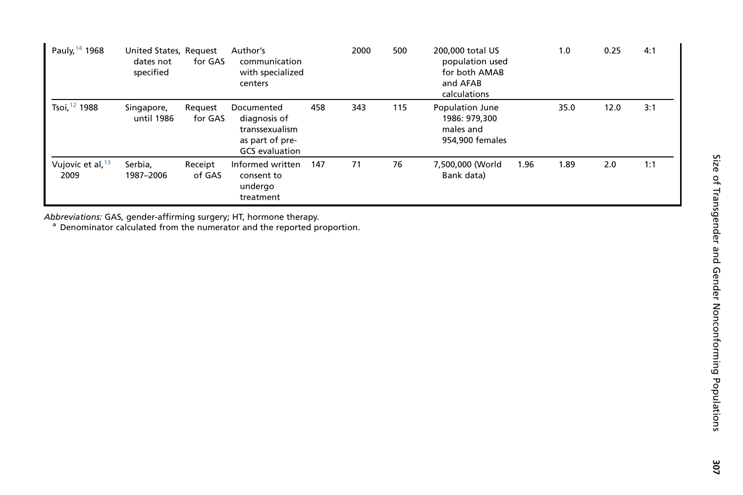| | | | | | | | | | | | |
|---|---|---|---|---|---|---|---|---|---|---|---|
| Pauly,[14] 1968 | United States, dates not specified | Request for GAS | Author's communication with specialized centers | | 2000 | 500 | 200,000 total US population used for both AMAB and AFAB calculations | | 1.0 | 0.25 | 4:1 |
| Tsoi,[12] 1988 | Singapore, until 1986 | Request for GAS | Documented diagnosis of transsexualism as part of pre-GCS evaluation | 458 | 343 | 115 | Population June 1986: 979,300 males and 954,900 females | | 35.0 | 12.0 | 3:1 |
| Vujovic et al,[13] 2009 | Serbia, 1987–2006 | Receipt of GAS | Informed written consent to undergo treatment | 147 | 71 | 76 | 7,500,000 (World Bank data) | 1.96 | 1.89 | 2.0 | 1:1 |

*Abbreviations:* GAS, gender-affirming surgery; HT, hormone therapy.

[a] Denominator calculated from the numerator and the reported proportion.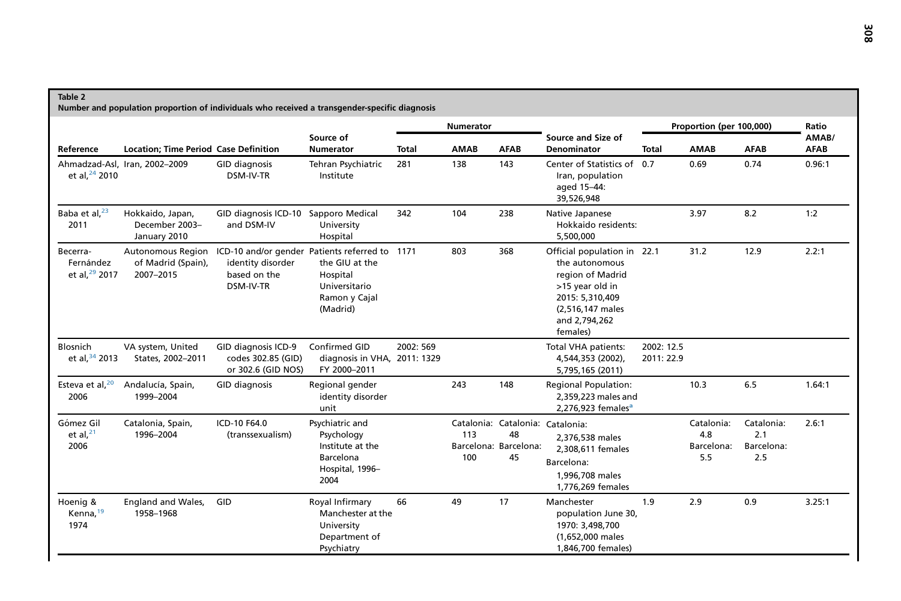**Table 2**
**Number and population proportion of individuals who received a transgender-specific diagnosis**

| Reference | Location; Time Period | Case Definition | Source of Numerator | Numerator | | | Source and Size of Denominator | Proportion (per 100,000) | | | Ratio AMAB/AFAB |
|---|---|---|---|---|---|---|---|---|---|---|---|
| | | | | Total | AMAB | AFAB | | Total | AMAB | AFAB | |
| Ahmadzad-Asl, et al,[24] 2010 | Iran, 2002–2009 | GID diagnosis DSM-IV-TR | Tehran Psychiatric Institute | 281 | 138 | 143 | Center of Statistics of Iran, population aged 15–44: 39,526,948 | 0.7 | 0.69 | 0.74 | 0.96:1 |
| Baba et al,[23] 2011 | Hokkaido, Japan, December 2003–January 2010 | GID diagnosis ICD-10 and DSM-IV | Sapporo Medical University Hospital | 342 | 104 | 238 | Native Japanese Hokkaido residents: 5,500,000 | | 3.97 | 8.2 | 1:2 |
| Becerra-Fernández et al,[29] 2017 | Autonomous Region of Madrid (Spain), 2007–2015 | ICD-10 and/or gender identity disorder based on the DSM-IV-TR | Patients referred to the GIU at the Hospital Universitario Ramon y Cajal (Madrid) | 1171 | 803 | 368 | Official population in the autonomous region of Madrid >15 year old in 2015: 5,310,409 (2,516,147 males and 2,794,262 females) | 22.1 | 31.2 | 12.9 | 2.2:1 |
| Blosnich et al,[34] 2013 | VA system, United States, 2002–2011 | GID diagnosis ICD-9 codes 302.85 (GID) or 302.6 (GID NOS) | Confirmed GID diagnosis in VHA, FY 2000–2011 | 2002: 569 2011: 1329 | | | Total VHA patients: 4,544,353 (2002), 5,795,165 (2011) | 2002: 12.5 2011: 22.9 | | | |
| Esteva et al,[20] 2006 | Andalucía, Spain, 1999–2004 | GID diagnosis | Regional gender identity disorder unit | | 243 | 148 | Regional Population: 2,359,223 males and 2,276,923 females[a] | | 10.3 | 6.5 | 1.64:1 |
| Gómez Gil et al,[21] 2006 | Catalonia, Spain, 1996–2004 | ICD-10 F64.0 (transsexualism) | Psychiatric and Psychology Institute at the Barcelona Hospital, 1996–2004 | | Catalonia: 113 Barcelona: 100 | Catalonia: 48 Barcelona: 45 | Catalonia: 2,376,538 males 2,308,611 females Barcelona: 1,996,708 males 1,776,269 females | | Catalonia: 4.8 Barcelona: 5.5 | Catalonia: 2.1 Barcelona: 2.5 | 2.6:1 |
| Hoenig & Kenna,[19] 1974 | England and Wales, 1958–1968 | GID | Royal Infirmary Manchester at the University Department of Psychiatry | 66 | 49 | 17 | Manchester population June 30, 1970: 3,498,700 (1,652,000 males 1,846,700 females) | 1.9 | 2.9 | 0.9 | 3.25:1 |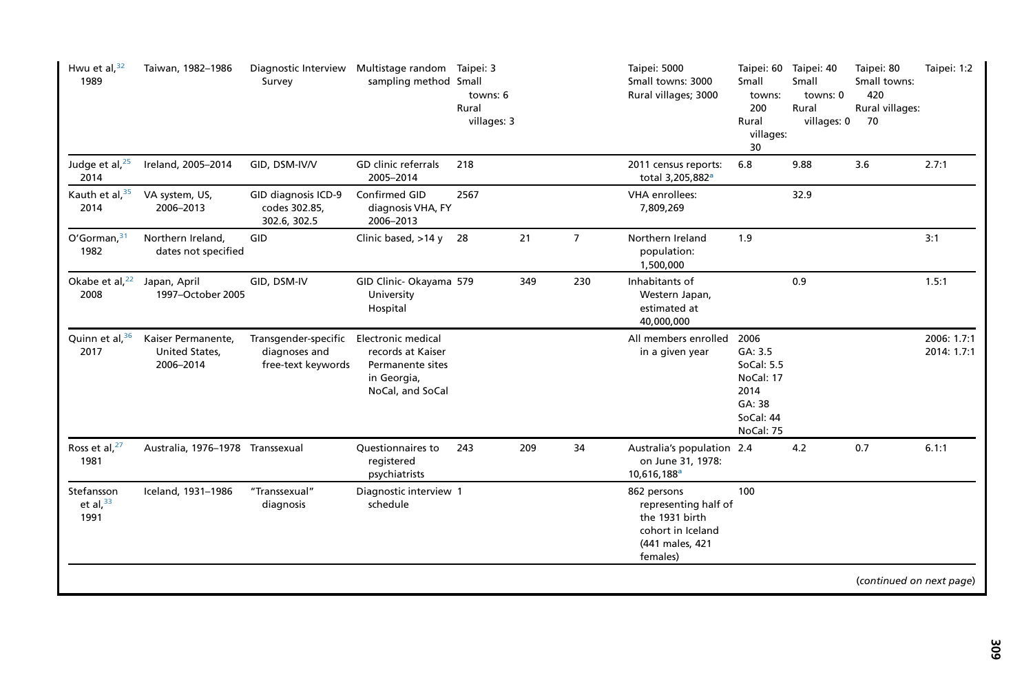| | | | | | | | | | | | |
|---|---|---|---|---|---|---|---|---|---|---|---|
| Hwu et al,[32] 1989 | Taiwan, 1982–1986 | Diagnostic Interview Survey | Multistage random sampling method | Taipei: 3 Small towns: 6 Rural villages: 3 | | | Taipei: 5000 Small towns: 3000 Rural villages; 3000 | Taipei: 60 Small towns: 200 Rural villages: 30 | Taipei: 40 Small towns: 0 Rural villages: 0 | Taipei: 80 Small towns: 420 Rural villages: 70 | Taipei: 1:2 |
| Judge et al,[25] 2014 | Ireland, 2005–2014 | GID, DSM-IV/V | GD clinic referrals 2005–2014 | 218 | | | 2011 census reports: total 3,205,882[a] | 6.8 | 9.88 | 3.6 | 2.7:1 |
| Kauth et al,[35] 2014 | VA system, US, 2006–2013 | GID diagnosis ICD-9 codes 302.85, 302.6, 302.5 | Confirmed GID diagnosis VHA, FY 2006–2013 | 2567 | | | VHA enrollees: 7,809,269 | | 32.9 | | |
| O'Gorman,[31] 1982 | Northern Ireland, dates not specified | GID | Clinic based, >14 y | 28 | 21 | 7 | Northern Ireland population: 1,500,000 | 1.9 | | | 3:1 |
| Okabe et al,[22] 2008 | Japan, April 1997–October 2005 | GID, DSM-IV | GID Clinic- Okayama University Hospital | 579 | 349 | 230 | Inhabitants of Western Japan, estimated at 40,000,000 | | 0.9 | | 1.5:1 |
| Quinn et al,[36] 2017 | Kaiser Permanente, United States, 2006–2014 | Transgender-specific diagnoses and free-text keywords | Electronic medical records at Kaiser Permanente sites in Georgia, NoCal, and SoCal | | | | All members enrolled in a given year | 2006 GA: 3.5 SoCal: 5.5 NoCal: 17 2014 GA: 38 SoCal: 44 NoCal: 75 | | | 2006: 1.7:1 2014: 1.7:1 |
| Ross et al,[27] 1981 | Australia, 1976–1978 | Transsexual | Questionnaires to registered psychiatrists | 243 | 209 | 34 | Australia's population on June 31, 1978: 10,616,188[a] | 2.4 | 4.2 | 0.7 | 6.1:1 |
| Stefansson et al,[33] 1991 | Iceland, 1931–1986 | "Transsexual" diagnosis | Diagnostic interview schedule | 1 | | | 862 persons representing half of the 1931 birth cohort in Iceland (441 males, 421 females) | 100 | | | |

(*continued on next page*)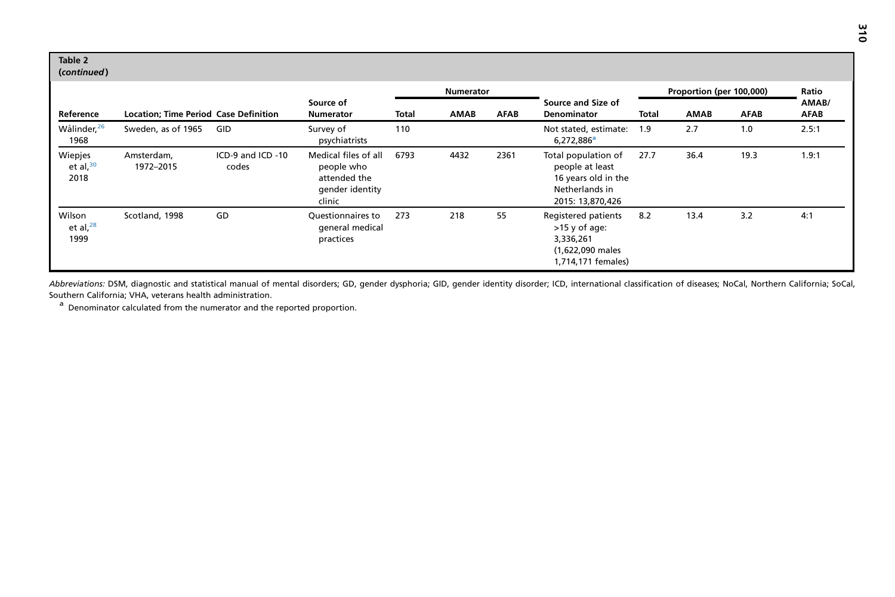**Table 2**
**(*continued*)**

| Reference | Location; Time Period | Case Definition | Source of Numerator | Numerator | | | Source and Size of Denominator | Proportion (per 100,000) | | | Ratio |
|---|---|---|---|---|---|---|---|---|---|---|---|
| | | | | Total | AMAB | AFAB | | Total | AMAB | AFAB | AMAB/AFAB |
| Wålinder,[26] 1968 | Sweden, as of 1965 | GID | Survey of psychiatrists | 110 | | | Not stated, estimate: 6,272,886[a] | 1.9 | 2.7 | 1.0 | 2.5:1 |
| Wiepjes et al,[30] 2018 | Amsterdam, 1972–2015 | ICD-9 and ICD -10 codes | Medical files of all people who attended the gender identity clinic | 6793 | 4432 | 2361 | Total population of people at least 16 years old in the Netherlands in 2015: 13,870,426 | 27.7 | 36.4 | 19.3 | 1.9:1 |
| Wilson et al,[28] 1999 | Scotland, 1998 | GD | Questionnaires to general medical practices | 273 | 218 | 55 | Registered patients >15 y of age: 3,336,261 (1,622,090 males 1,714,171 females) | 8.2 | 13.4 | 3.2 | 4:1 |

*Abbreviations:* DSM, diagnostic and statistical manual of mental disorders; GD, gender dysphoria; GID, gender identity disorder; ICD, international classification of diseases; NoCal, Northern California; SoCal, Southern California; VHA, veterans health administration.

[a] Denominator calculated from the numerator and the reported proportion.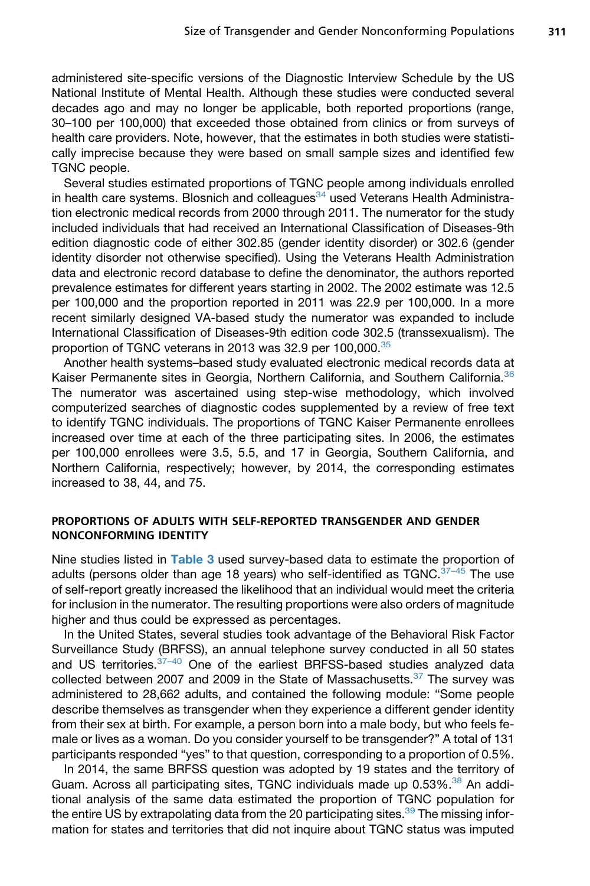administered site-specific versions of the Diagnostic Interview Schedule by the US National Institute of Mental Health. Although these studies were conducted several decades ago and may no longer be applicable, both reported proportions (range, 30–100 per 100,000) that exceeded those obtained from clinics or from surveys of health care providers. Note, however, that the estimates in both studies were statistically imprecise because they were based on small sample sizes and identified few TGNC people.

Several studies estimated proportions of TGNC people among individuals enrolled in health care systems. Blosnich and colleagues[34] used Veterans Health Administration electronic medical records from 2000 through 2011. The numerator for the study included individuals that had received an International Classification of Diseases-9th edition diagnostic code of either 302.85 (gender identity disorder) or 302.6 (gender identity disorder not otherwise specified). Using the Veterans Health Administration data and electronic record database to define the denominator, the authors reported prevalence estimates for different years starting in 2002. The 2002 estimate was 12.5 per 100,000 and the proportion reported in 2011 was 22.9 per 100,000. In a more recent similarly designed VA-based study the numerator was expanded to include International Classification of Diseases-9th edition code 302.5 (transsexualism). The proportion of TGNC veterans in 2013 was 32.9 per 100,000.[35]

Another health systems–based study evaluated electronic medical records data at Kaiser Permanente sites in Georgia, Northern California, and Southern California.[36] The numerator was ascertained using step-wise methodology, which involved computerized searches of diagnostic codes supplemented by a review of free text to identify TGNC individuals. The proportions of TGNC Kaiser Permanente enrollees increased over time at each of the three participating sites. In 2006, the estimates per 100,000 enrollees were 3.5, 5.5, and 17 in Georgia, Southern California, and Northern California, respectively; however, by 2014, the corresponding estimates increased to 38, 44, and 75.

## PROPORTIONS OF ADULTS WITH SELF-REPORTED TRANSGENDER AND GENDER NONCONFORMING IDENTITY

Nine studies listed in **Table 3** used survey-based data to estimate the proportion of adults (persons older than age 18 years) who self-identified as TGNC.[37–45] The use of self-report greatly increased the likelihood that an individual would meet the criteria for inclusion in the numerator. The resulting proportions were also orders of magnitude higher and thus could be expressed as percentages.

In the United States, several studies took advantage of the Behavioral Risk Factor Surveillance Study (BRFSS), an annual telephone survey conducted in all 50 states and US territories.[37–40] One of the earliest BRFSS-based studies analyzed data collected between 2007 and 2009 in the State of Massachusetts.[37] The survey was administered to 28,662 adults, and contained the following module: "Some people describe themselves as transgender when they experience a different gender identity from their sex at birth. For example, a person born into a male body, but who feels female or lives as a woman. Do you consider yourself to be transgender?" A total of 131 participants responded "yes" to that question, corresponding to a proportion of 0.5%.

In 2014, the same BRFSS question was adopted by 19 states and the territory of Guam. Across all participating sites, TGNC individuals made up 0.53%.[38] An additional analysis of the same data estimated the proportion of TGNC population for the entire US by extrapolating data from the 20 participating sites.[39] The missing information for states and territories that did not inquire about TGNC status was imputed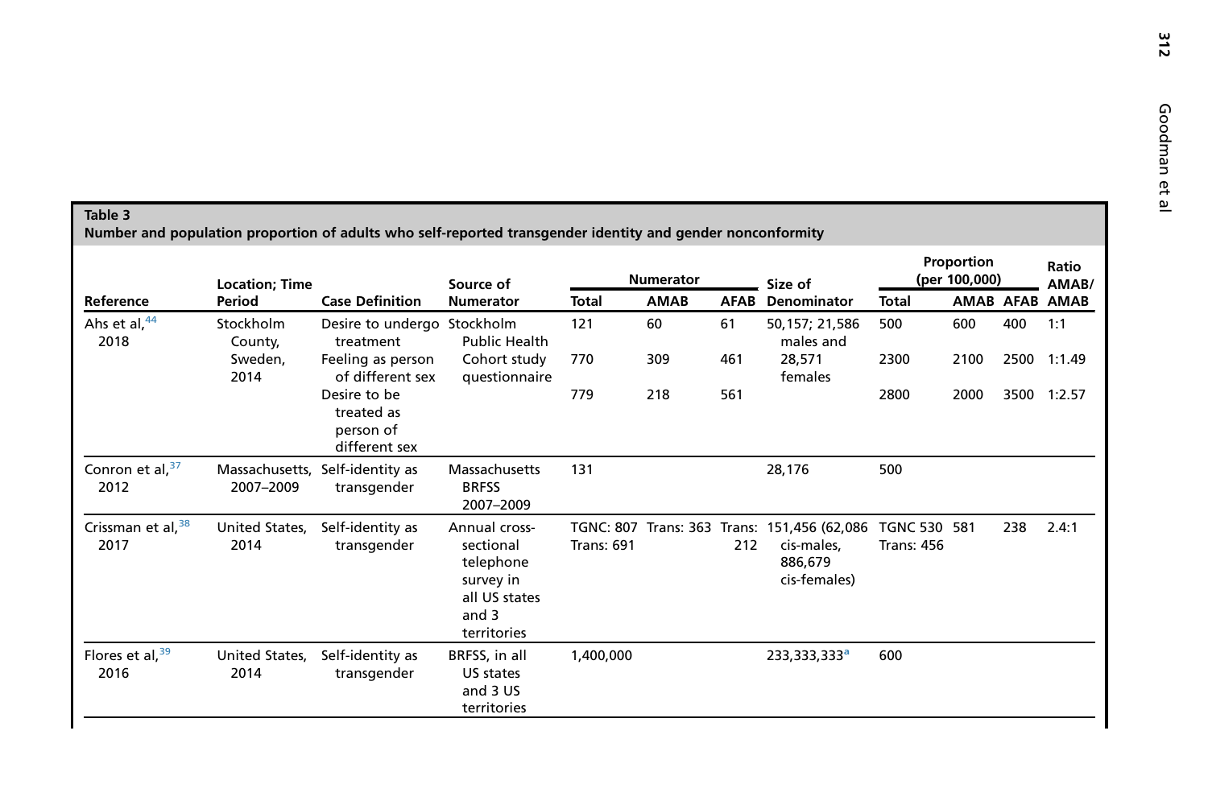**Table 3**
**Number and population proportion of adults who self-reported transgender identity and gender nonconformity**

| Reference | Location; Time Period | Case Definition | Source of Numerator | Numerator | | | Size of Denominator | Proportion (per 100,000) | | | Ratio AMAB/AMAB |
|---|---|---|---|---|---|---|---|---|---|---|---|
| | | | | Total | AMAB | AFAB | | Total | AMAB | AFAB | |
| Ahs et al,[44] 2018 | Stockholm County, Sweden, 2014 | Desire to undergo treatment | Stockholm Public Health Cohort study questionnaire | 121 | 60 | 61 | 50,157; 21,586 males and 28,571 females | 500 | 600 | 400 | 1:1 |
| | | Feeling as person of different sex | | 770 | 309 | 461 | | 2300 | 2100 | 2500 | 1:1.49 |
| | | Desire to be treated as person of different sex | | 779 | 218 | 561 | | 2800 | 2000 | 3500 | 1:2.57 |
| Conron et al,[37] 2012 | Massachusetts, 2007–2009 | Self-identity as transgender | Massachusetts BRFSS 2007–2009 | 131 | | | 28,176 | 500 | | | |
| Crissman et al,[38] 2017 | United States, 2014 | Self-identity as transgender | Annual cross-sectional telephone survey in all US states and 3 territories | TGNC: 807 Trans: 691 | Trans: 363 | Trans: 212 | 151,456 (62,086 cis-males, 886,679 cis-females) | TGNC 530 Trans: 456 | 581 | 238 | 2.4:1 |
| Flores et al,[39] 2016 | United States, 2014 | Self-identity as transgender | BRFSS, in all US states and 3 US territories | 1,400,000 | | | 233,333,333[a] | 600 | | | |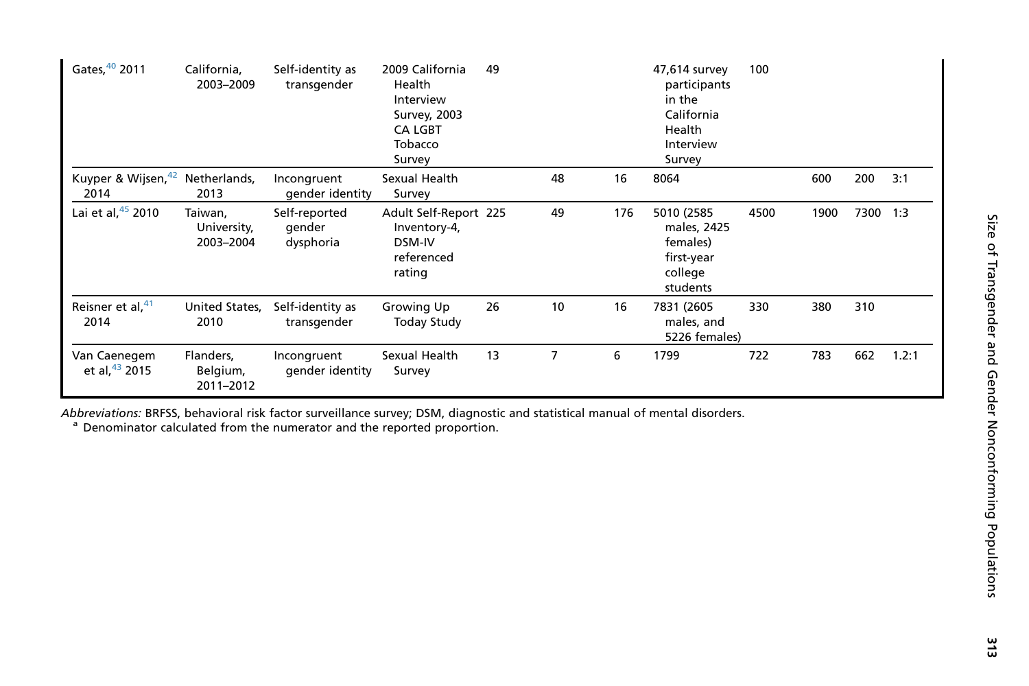| | | | | | | | | | | | |
|---|---|---|---|---|---|---|---|---|---|---|---|
| Gates,[40] 2011 | California, 2003–2009 | Self-identity as transgender | 2009 California Health Interview Survey, 2003 CA LGBT Tobacco Survey | 49 | | | 47,614 survey participants in the California Health Interview Survey | 100 | | | |
| Kuyper & Wijsen,[42] 2014 | Netherlands, 2013 | Incongruent gender identity | Sexual Health Survey | | 48 | 16 | 8064 | | 600 | 200 | 3:1 |
| Lai et al,[45] 2010 | Taiwan, University, 2003–2004 | Self-reported gender dysphoria | Adult Self-Report Inventory-4, DSM-IV referenced rating | 225 | 49 | 176 | 5010 (2585 males, 2425 females) first-year college students | 4500 | 1900 | 7300 | 1:3 |
| Reisner et al,[41] 2014 | United States, 2010 | Self-identity as transgender | Growing Up Today Study | 26 | 10 | 16 | 7831 (2605 males, and 5226 females) | 330 | 380 | 310 | |
| Van Caenegem et al,[43] 2015 | Flanders, Belgium, 2011–2012 | Incongruent gender identity | Sexual Health Survey | 13 | 7 | 6 | 1799 | 722 | 783 | 662 | 1.2:1 |

*Abbreviations:* BRFSS, behavioral risk factor surveillance survey; DSM, diagnostic and statistical manual of mental disorders.

[a] Denominator calculated from the numerator and the reported proportion.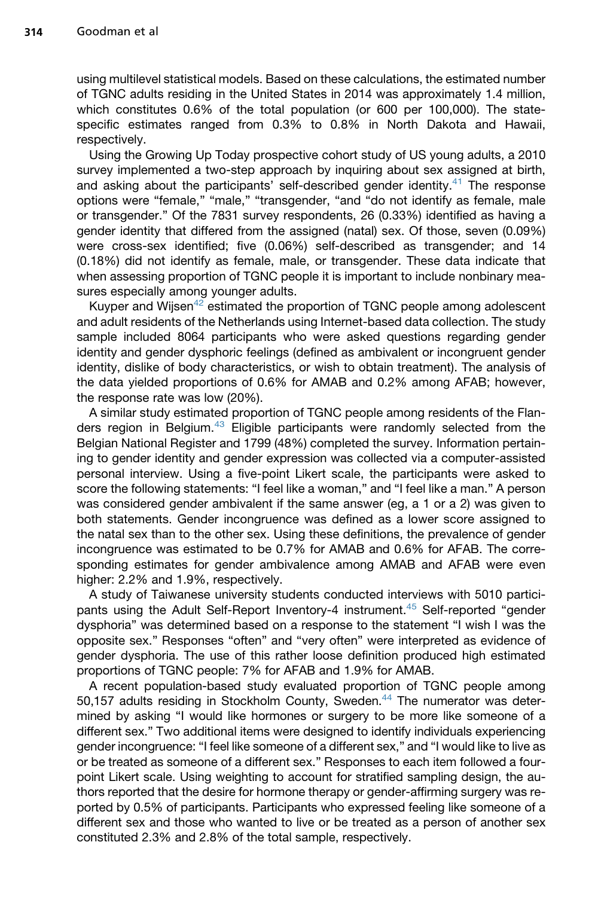using multilevel statistical models. Based on these calculations, the estimated number of TGNC adults residing in the United States in 2014 was approximately 1.4 million, which constitutes 0.6% of the total population (or 600 per 100,000). The state-specific estimates ranged from 0.3% to 0.8% in North Dakota and Hawaii, respectively.

Using the Growing Up Today prospective cohort study of US young adults, a 2010 survey implemented a two-step approach by inquiring about sex assigned at birth, and asking about the participants' self-described gender identity.[41] The response options were "female," "male," "transgender, "and "do not identify as female, male or transgender." Of the 7831 survey respondents, 26 (0.33%) identified as having a gender identity that differed from the assigned (natal) sex. Of those, seven (0.09%) were cross-sex identified; five (0.06%) self-described as transgender; and 14 (0.18%) did not identify as female, male, or transgender. These data indicate that when assessing proportion of TGNC people it is important to include nonbinary measures especially among younger adults.

Kuyper and Wijsen[42] estimated the proportion of TGNC people among adolescent and adult residents of the Netherlands using Internet-based data collection. The study sample included 8064 participants who were asked questions regarding gender identity and gender dysphoric feelings (defined as ambivalent or incongruent gender identity, dislike of body characteristics, or wish to obtain treatment). The analysis of the data yielded proportions of 0.6% for AMAB and 0.2% among AFAB; however, the response rate was low (20%).

A similar study estimated proportion of TGNC people among residents of the Flanders region in Belgium.[43] Eligible participants were randomly selected from the Belgian National Register and 1799 (48%) completed the survey. Information pertaining to gender identity and gender expression was collected via a computer-assisted personal interview. Using a five-point Likert scale, the participants were asked to score the following statements: "I feel like a woman," and "I feel like a man." A person was considered gender ambivalent if the same answer (eg, a 1 or a 2) was given to both statements. Gender incongruence was defined as a lower score assigned to the natal sex than to the other sex. Using these definitions, the prevalence of gender incongruence was estimated to be 0.7% for AMAB and 0.6% for AFAB. The corresponding estimates for gender ambivalence among AMAB and AFAB were even higher: 2.2% and 1.9%, respectively.

A study of Taiwanese university students conducted interviews with 5010 participants using the Adult Self-Report Inventory-4 instrument.[45] Self-reported "gender dysphoria" was determined based on a response to the statement "I wish I was the opposite sex." Responses "often" and "very often" were interpreted as evidence of gender dysphoria. The use of this rather loose definition produced high estimated proportions of TGNC people: 7% for AFAB and 1.9% for AMAB.

A recent population-based study evaluated proportion of TGNC people among 50,157 adults residing in Stockholm County, Sweden.[44] The numerator was determined by asking "I would like hormones or surgery to be more like someone of a different sex." Two additional items were designed to identify individuals experiencing gender incongruence: "I feel like someone of a different sex," and "I would like to live as or be treated as someone of a different sex." Responses to each item followed a four-point Likert scale. Using weighting to account for stratified sampling design, the authors reported that the desire for hormone therapy or gender-affirming surgery was reported by 0.5% of participants. Participants who expressed feeling like someone of a different sex and those who wanted to live or be treated as a person of another sex constituted 2.3% and 2.8% of the total sample, respectively.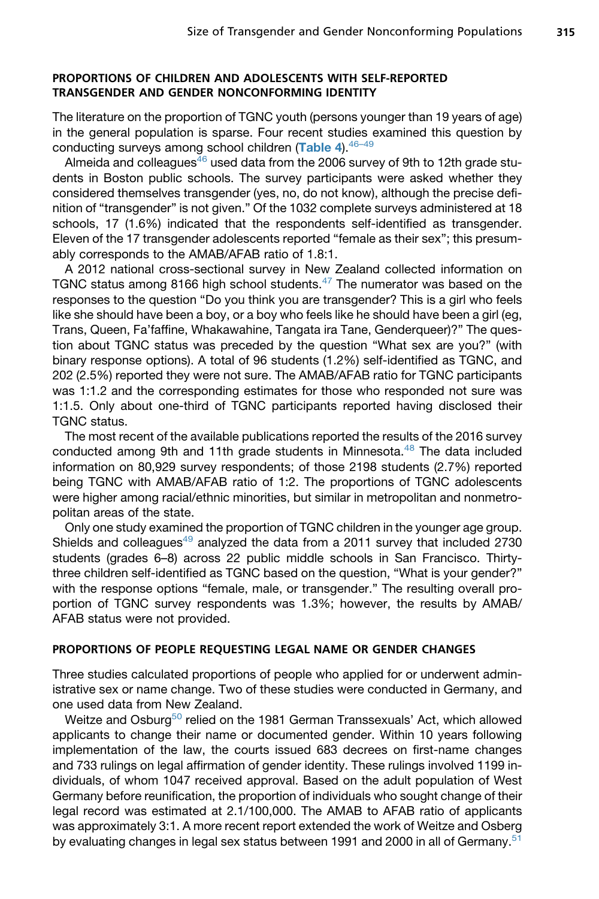## PROPORTIONS OF CHILDREN AND ADOLESCENTS WITH SELF-REPORTED TRANSGENDER AND GENDER NONCONFORMING IDENTITY

The literature on the proportion of TGNC youth (persons younger than 19 years of age) in the general population is sparse. Four recent studies examined this question by conducting surveys among school children (**Table 4**).[46–49]

Almeida and colleagues[46] used data from the 2006 survey of 9th to 12th grade students in Boston public schools. The survey participants were asked whether they considered themselves transgender (yes, no, do not know), although the precise definition of "transgender" is not given." Of the 1032 complete surveys administered at 18 schools, 17 (1.6%) indicated that the respondents self-identified as transgender. Eleven of the 17 transgender adolescents reported "female as their sex"; this presumably corresponds to the AMAB/AFAB ratio of 1.8:1.

A 2012 national cross-sectional survey in New Zealand collected information on TGNC status among 8166 high school students.[47] The numerator was based on the responses to the question "Do you think you are transgender? This is a girl who feels like she should have been a boy, or a boy who feels like he should have been a girl (eg, Trans, Queen, Fa'faffine, Whakawahine, Tangata ira Tane, Genderqueer)?" The question about TGNC status was preceded by the question "What sex are you?" (with binary response options). A total of 96 students (1.2%) self-identified as TGNC, and 202 (2.5%) reported they were not sure. The AMAB/AFAB ratio for TGNC participants was 1:1.2 and the corresponding estimates for those who responded not sure was 1:1.5. Only about one-third of TGNC participants reported having disclosed their TGNC status.

The most recent of the available publications reported the results of the 2016 survey conducted among 9th and 11th grade students in Minnesota.[48] The data included information on 80,929 survey respondents; of those 2198 students (2.7%) reported being TGNC with AMAB/AFAB ratio of 1:2. The proportions of TGNC adolescents were higher among racial/ethnic minorities, but similar in metropolitan and nonmetropolitan areas of the state.

Only one study examined the proportion of TGNC children in the younger age group. Shields and colleagues[49] analyzed the data from a 2011 survey that included 2730 students (grades 6–8) across 22 public middle schools in San Francisco. Thirty-three children self-identified as TGNC based on the question, "What is your gender?" with the response options "female, male, or transgender." The resulting overall proportion of TGNC survey respondents was 1.3%; however, the results by AMAB/AFAB status were not provided.

## PROPORTIONS OF PEOPLE REQUESTING LEGAL NAME OR GENDER CHANGES

Three studies calculated proportions of people who applied for or underwent administrative sex or name change. Two of these studies were conducted in Germany, and one used data from New Zealand.

Weitze and Osburg[50] relied on the 1981 German Transsexuals' Act, which allowed applicants to change their name or documented gender. Within 10 years following implementation of the law, the courts issued 683 decrees on first-name changes and 733 rulings on legal affirmation of gender identity. These rulings involved 1199 individuals, of whom 1047 received approval. Based on the adult population of West Germany before reunification, the proportion of individuals who sought change of their legal record was estimated at 2.1/100,000. The AMAB to AFAB ratio of applicants was approximately 3:1. A more recent report extended the work of Weitze and Osberg by evaluating changes in legal sex status between 1991 and 2000 in all of Germany.[51]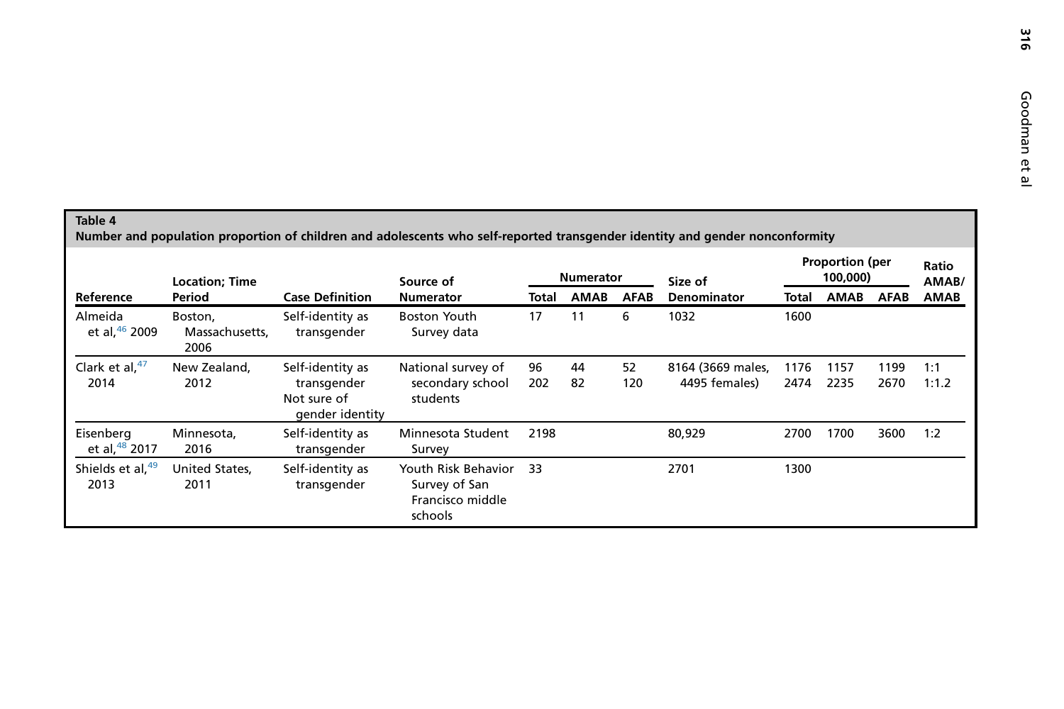**Table 4**
**Number and population proportion of children and adolescents who self-reported transgender identity and gender nonconformity**

| Reference | Location; Time Period | Case Definition | Source of Numerator | Numerator | | | Size of Denominator | Proportion (per 100,000) | | | Ratio AMAB/ AMAB |
|---|---|---|---|---|---|---|---|---|---|---|---|
| | | | | Total | AMAB | AFAB | | Total | AMAB | AFAB | |
| Almeida et al,[46] 2009 | Boston, Massachusetts, 2006 | Self-identity as transgender | Boston Youth Survey data | 17 | 11 | 6 | 1032 | 1600 | | | |
| Clark et al,[47] 2014 | New Zealand, 2012 | Self-identity as transgender<br>Not sure of gender identity | National survey of secondary school students | 96<br>202 | 44<br>82 | 52<br>120 | 8164 (3669 males, 4495 females) | 1176<br>2474 | 1157<br>2235 | 1199<br>2670 | 1:1<br>1:1.2 |
| Eisenberg et al,[48] 2017 | Minnesota, 2016 | Self-identity as transgender | Minnesota Student Survey | 2198 | | | 80,929 | 2700 | 1700 | 3600 | 1:2 |
| Shields et al,[49] 2013 | United States, 2011 | Self-identity as transgender | Youth Risk Behavior Survey of San Francisco middle schools | 33 | | | 2701 | 1300 | | | |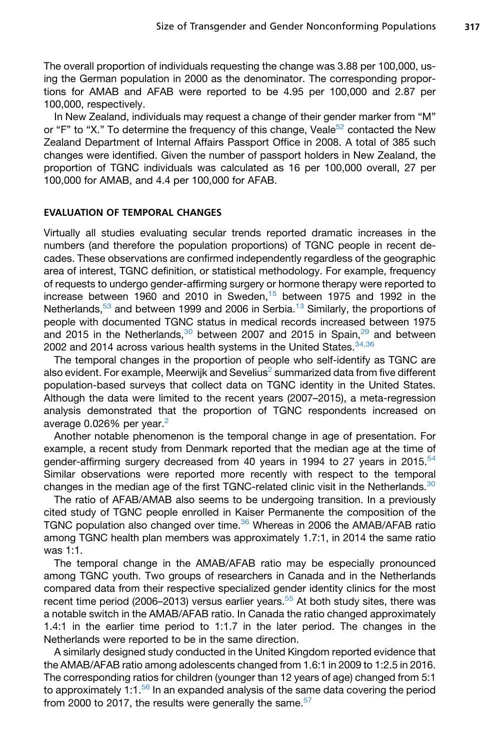The overall proportion of individuals requesting the change was 3.88 per 100,000, using the German population in 2000 as the denominator. The corresponding proportions for AMAB and AFAB were reported to be 4.95 per 100,000 and 2.87 per 100,000, respectively.

In New Zealand, individuals may request a change of their gender marker from "M" or "F" to "X." To determine the frequency of this change, Veale[52] contacted the New Zealand Department of Internal Affairs Passport Office in 2008. A total of 385 such changes were identified. Given the number of passport holders in New Zealand, the proportion of TGNC individuals was calculated as 16 per 100,000 overall, 27 per 100,000 for AMAB, and 4.4 per 100,000 for AFAB.

## EVALUATION OF TEMPORAL CHANGES

Virtually all studies evaluating secular trends reported dramatic increases in the numbers (and therefore the population proportions) of TGNC people in recent decades. These observations are confirmed independently regardless of the geographic area of interest, TGNC definition, or statistical methodology. For example, frequency of requests to undergo gender-affirming surgery or hormone therapy were reported to increase between 1960 and 2010 in Sweden,[15] between 1975 and 1992 in the Netherlands,[53] and between 1999 and 2006 in Serbia.[13] Similarly, the proportions of people with documented TGNC status in medical records increased between 1975 and 2015 in the Netherlands,[30] between 2007 and 2015 in Spain,[29] and between 2002 and 2014 across various health systems in the United States.[34,36]

The temporal changes in the proportion of people who self-identify as TGNC are also evident. For example, Meerwijk and Sevelius[2] summarized data from five different population-based surveys that collect data on TGNC identity in the United States. Although the data were limited to the recent years (2007–2015), a meta-regression analysis demonstrated that the proportion of TGNC respondents increased on average 0.026% per year.[2]

Another notable phenomenon is the temporal change in age of presentation. For example, a recent study from Denmark reported that the median age at the time of gender-affirming surgery decreased from 40 years in 1994 to 27 years in 2015.[54] Similar observations were reported more recently with respect to the temporal changes in the median age of the first TGNC-related clinic visit in the Netherlands.[30]

The ratio of AFAB/AMAB also seems to be undergoing transition. In a previously cited study of TGNC people enrolled in Kaiser Permanente the composition of the TGNC population also changed over time.[36] Whereas in 2006 the AMAB/AFAB ratio among TGNC health plan members was approximately 1.7:1, in 2014 the same ratio was 1:1.

The temporal change in the AMAB/AFAB ratio may be especially pronounced among TGNC youth. Two groups of researchers in Canada and in the Netherlands compared data from their respective specialized gender identity clinics for the most recent time period (2006–2013) versus earlier years.[55] At both study sites, there was a notable switch in the AMAB/AFAB ratio. In Canada the ratio changed approximately 1.4:1 in the earlier time period to 1:1.7 in the later period. The changes in the Netherlands were reported to be in the same direction.

A similarly designed study conducted in the United Kingdom reported evidence that the AMAB/AFAB ratio among adolescents changed from 1.6:1 in 2009 to 1:2.5 in 2016. The corresponding ratios for children (younger than 12 years of age) changed from 5:1 to approximately 1:1.[56] In an expanded analysis of the same data covering the period from 2000 to 2017, the results were generally the same.[57]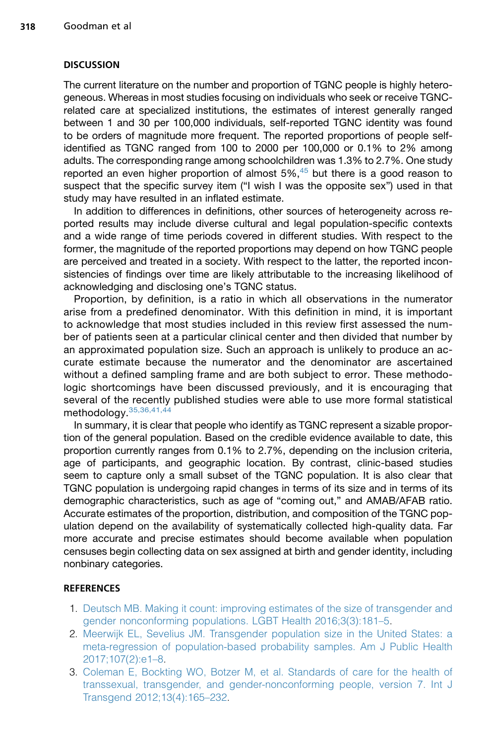## DISCUSSION

The current literature on the number and proportion of TGNC people is highly heterogeneous. Whereas in most studies focusing on individuals who seek or receive TGNC-related care at specialized institutions, the estimates of interest generally ranged between 1 and 30 per 100,000 individuals, self-reported TGNC identity was found to be orders of magnitude more frequent. The reported proportions of people self-identified as TGNC ranged from 100 to 2000 per 100,000 or 0.1% to 2% among adults. The corresponding range among schoolchildren was 1.3% to 2.7%. One study reported an even higher proportion of almost 5%,[45] but there is a good reason to suspect that the specific survey item ("I wish I was the opposite sex") used in that study may have resulted in an inflated estimate.

In addition to differences in definitions, other sources of heterogeneity across reported results may include diverse cultural and legal population-specific contexts and a wide range of time periods covered in different studies. With respect to the former, the magnitude of the reported proportions may depend on how TGNC people are perceived and treated in a society. With respect to the latter, the reported inconsistencies of findings over time are likely attributable to the increasing likelihood of acknowledging and disclosing one's TGNC status.

Proportion, by definition, is a ratio in which all observations in the numerator arise from a predefined denominator. With this definition in mind, it is important to acknowledge that most studies included in this review first assessed the number of patients seen at a particular clinical center and then divided that number by an approximated population size. Such an approach is unlikely to produce an accurate estimate because the numerator and the denominator are ascertained without a defined sampling frame and are both subject to error. These methodologic shortcomings have been discussed previously, and it is encouraging that several of the recently published studies were able to use more formal statistical methodology.[35,36,41,44]

In summary, it is clear that people who identify as TGNC represent a sizable proportion of the general population. Based on the credible evidence available to date, this proportion currently ranges from 0.1% to 2.7%, depending on the inclusion criteria, age of participants, and geographic location. By contrast, clinic-based studies seem to capture only a small subset of the TGNC population. It is also clear that TGNC population is undergoing rapid changes in terms of its size and in terms of its demographic characteristics, such as age of "coming out," and AMAB/AFAB ratio. Accurate estimates of the proportion, distribution, and composition of the TGNC population depend on the availability of systematically collected high-quality data. Far more accurate and precise estimates should become available when population censuses begin collecting data on sex assigned at birth and gender identity, including nonbinary categories.

## REFERENCES

1. Deutsch MB. Making it count: improving estimates of the size of transgender and gender nonconforming populations. LGBT Health 2016;3(3):181–5.
2. Meerwijk EL, Sevelius JM. Transgender population size in the United States: a meta-regression of population-based probability samples. Am J Public Health 2017;107(2):e1–8.
3. Coleman E, Bockting WO, Botzer M, et al. Standards of care for the health of transsexual, transgender, and gender-nonconforming people, version 7. Int J Transgend 2012;13(4):165–232.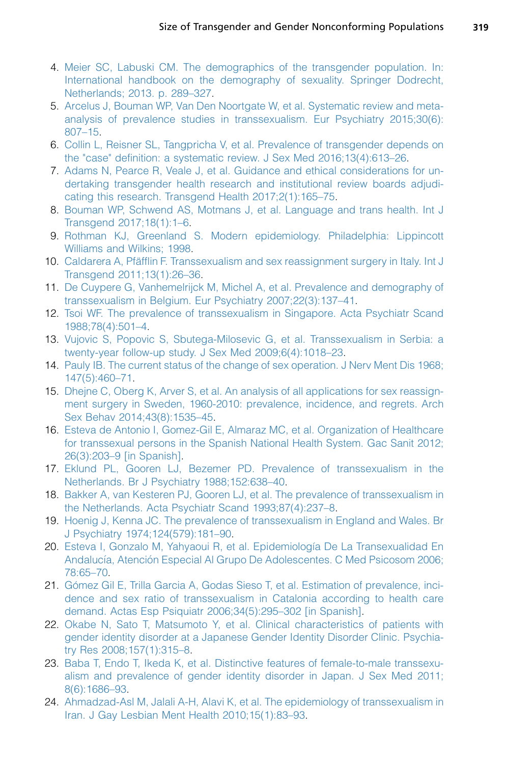4. Meier SC, Labuski CM. The demographics of the transgender population. In: International handbook on the demography of sexuality. Springer Dodrecht, Netherlands; 2013. p. 289–327.
5. Arcelus J, Bouman WP, Van Den Noortgate W, et al. Systematic review and meta-analysis of prevalence studies in transsexualism. Eur Psychiatry 2015;30(6): 807–15.
6. Collin L, Reisner SL, Tangpricha V, et al. Prevalence of transgender depends on the "case" definition: a systematic review. J Sex Med 2016;13(4):613–26.
7. Adams N, Pearce R, Veale J, et al. Guidance and ethical considerations for undertaking transgender health research and institutional review boards adjudicating this research. Transgend Health 2017;2(1):165–75.
8. Bouman WP, Schwend AS, Motmans J, et al. Language and trans health. Int J Transgend 2017;18(1):1–6.
9. Rothman KJ, Greenland S. Modern epidemiology. Philadelphia: Lippincott Williams and Wilkins; 1998.
10. Caldarera A, Pfäfflin F. Transsexualism and sex reassignment surgery in Italy. Int J Transgend 2011;13(1):26–36.
11. De Cuypere G, Vanhemelrijck M, Michel A, et al. Prevalence and demography of transsexualism in Belgium. Eur Psychiatry 2007;22(3):137–41.
12. Tsoi WF. The prevalence of transsexualism in Singapore. Acta Psychiatr Scand 1988;78(4):501–4.
13. Vujovic S, Popovic S, Sbutega-Milosevic G, et al. Transsexualism in Serbia: a twenty-year follow-up study. J Sex Med 2009;6(4):1018–23.
14. Pauly IB. The current status of the change of sex operation. J Nerv Ment Dis 1968; 147(5):460–71.
15. Dhejne C, Oberg K, Arver S, et al. An analysis of all applications for sex reassignment surgery in Sweden, 1960-2010: prevalence, incidence, and regrets. Arch Sex Behav 2014;43(8):1535–45.
16. Esteva de Antonio I, Gomez-Gil E, Almaraz MC, et al. Organization of Healthcare for transsexual persons in the Spanish National Health System. Gac Sanit 2012; 26(3):203–9 [in Spanish].
17. Eklund PL, Gooren LJ, Bezemer PD. Prevalence of transsexualism in the Netherlands. Br J Psychiatry 1988;152:638–40.
18. Bakker A, van Kesteren PJ, Gooren LJ, et al. The prevalence of transsexualism in the Netherlands. Acta Psychiatr Scand 1993;87(4):237–8.
19. Hoenig J, Kenna JC. The prevalence of transsexualism in England and Wales. Br J Psychiatry 1974;124(579):181–90.
20. Esteva I, Gonzalo M, Yahyaoui R, et al. Epidemiología De La Transexualidad En Andalucía, Atención Especial Al Grupo De Adolescentes. C Med Psicosom 2006; 78:65–70.
21. Gómez Gil E, Trilla Garcia A, Godas Sieso T, et al. Estimation of prevalence, incidence and sex ratio of transsexualism in Catalonia according to health care demand. Actas Esp Psiquiatr 2006;34(5):295–302 [in Spanish].
22. Okabe N, Sato T, Matsumoto Y, et al. Clinical characteristics of patients with gender identity disorder at a Japanese Gender Identity Disorder Clinic. Psychiatry Res 2008;157(1):315–8.
23. Baba T, Endo T, Ikeda K, et al. Distinctive features of female-to-male transsexualism and prevalence of gender identity disorder in Japan. J Sex Med 2011; 8(6):1686–93.
24. Ahmadzad-Asl M, Jalali A-H, Alavi K, et al. The epidemiology of transsexualism in Iran. J Gay Lesbian Ment Health 2010;15(1):83–93.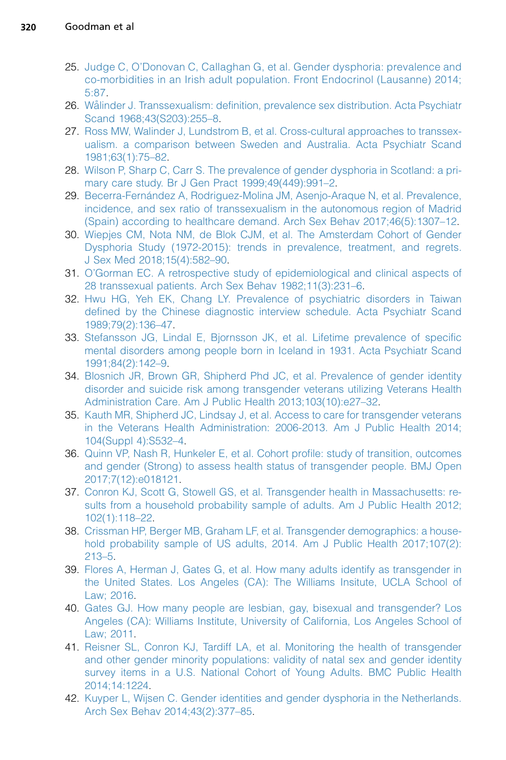25. Judge C, O'Donovan C, Callaghan G, et al. Gender dysphoria: prevalence and co-morbidities in an Irish adult population. Front Endocrinol (Lausanne) 2014; 5:87.
26. Wålinder J. Transsexualism: definition, prevalence sex distribution. Acta Psychiatr Scand 1968;43(S203):255–8.
27. Ross MW, Walinder J, Lundstrom B, et al. Cross-cultural approaches to transsexualism. a comparison between Sweden and Australia. Acta Psychiatr Scand 1981;63(1):75–82.
28. Wilson P, Sharp C, Carr S. The prevalence of gender dysphoria in Scotland: a primary care study. Br J Gen Pract 1999;49(449):991–2.
29. Becerra-Fernández A, Rodriguez-Molina JM, Asenjo-Araque N, et al. Prevalence, incidence, and sex ratio of transsexualism in the autonomous region of Madrid (Spain) according to healthcare demand. Arch Sex Behav 2017;46(5):1307–12.
30. Wiepjes CM, Nota NM, de Blok CJM, et al. The Amsterdam Cohort of Gender Dysphoria Study (1972-2015): trends in prevalence, treatment, and regrets. J Sex Med 2018;15(4):582–90.
31. O'Gorman EC. A retrospective study of epidemiological and clinical aspects of 28 transsexual patients. Arch Sex Behav 1982;11(3):231–6.
32. Hwu HG, Yeh EK, Chang LY. Prevalence of psychiatric disorders in Taiwan defined by the Chinese diagnostic interview schedule. Acta Psychiatr Scand 1989;79(2):136–47.
33. Stefansson JG, Lindal E, Bjornsson JK, et al. Lifetime prevalence of specific mental disorders among people born in Iceland in 1931. Acta Psychiatr Scand 1991;84(2):142–9.
34. Blosnich JR, Brown GR, Shipherd Phd JC, et al. Prevalence of gender identity disorder and suicide risk among transgender veterans utilizing Veterans Health Administration Care. Am J Public Health 2013;103(10):e27–32.
35. Kauth MR, Shipherd JC, Lindsay J, et al. Access to care for transgender veterans in the Veterans Health Administration: 2006-2013. Am J Public Health 2014; 104(Suppl 4):S532–4.
36. Quinn VP, Nash R, Hunkeler E, et al. Cohort profile: study of transition, outcomes and gender (Strong) to assess health status of transgender people. BMJ Open 2017;7(12):e018121.
37. Conron KJ, Scott G, Stowell GS, et al. Transgender health in Massachusetts: results from a household probability sample of adults. Am J Public Health 2012; 102(1):118–22.
38. Crissman HP, Berger MB, Graham LF, et al. Transgender demographics: a household probability sample of US adults, 2014. Am J Public Health 2017;107(2): 213–5.
39. Flores A, Herman J, Gates G, et al. How many adults identify as transgender in the United States. Los Angeles (CA): The Williams Insitute, UCLA School of Law; 2016.
40. Gates GJ. How many people are lesbian, gay, bisexual and transgender? Los Angeles (CA): Williams Institute, University of California, Los Angeles School of Law; 2011.
41. Reisner SL, Conron KJ, Tardiff LA, et al. Monitoring the health of transgender and other gender minority populations: validity of natal sex and gender identity survey items in a U.S. National Cohort of Young Adults. BMC Public Health 2014;14:1224.
42. Kuyper L, Wijsen C. Gender identities and gender dysphoria in the Netherlands. Arch Sex Behav 2014;43(2):377–85.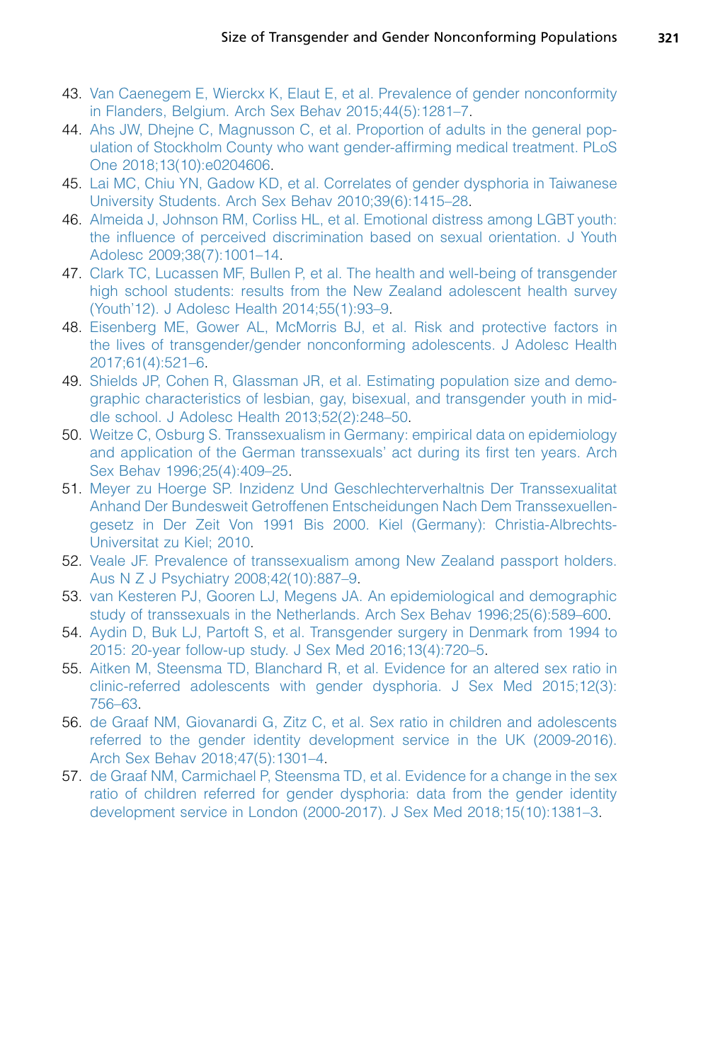43. Van Caenegem E, Wierckx K, Elaut E, et al. Prevalence of gender nonconformity in Flanders, Belgium. Arch Sex Behav 2015;44(5):1281–7.
44. Ahs JW, Dhejne C, Magnusson C, et al. Proportion of adults in the general population of Stockholm County who want gender-affirming medical treatment. PLoS One 2018;13(10):e0204606.
45. Lai MC, Chiu YN, Gadow KD, et al. Correlates of gender dysphoria in Taiwanese University Students. Arch Sex Behav 2010;39(6):1415–28.
46. Almeida J, Johnson RM, Corliss HL, et al. Emotional distress among LGBT youth: the influence of perceived discrimination based on sexual orientation. J Youth Adolesc 2009;38(7):1001–14.
47. Clark TC, Lucassen MF, Bullen P, et al. The health and well-being of transgender high school students: results from the New Zealand adolescent health survey (Youth'12). J Adolesc Health 2014;55(1):93–9.
48. Eisenberg ME, Gower AL, McMorris BJ, et al. Risk and protective factors in the lives of transgender/gender nonconforming adolescents. J Adolesc Health 2017;61(4):521–6.
49. Shields JP, Cohen R, Glassman JR, et al. Estimating population size and demographic characteristics of lesbian, gay, bisexual, and transgender youth in middle school. J Adolesc Health 2013;52(2):248–50.
50. Weitze C, Osburg S. Transsexualism in Germany: empirical data on epidemiology and application of the German transsexuals' act during its first ten years. Arch Sex Behav 1996;25(4):409–25.
51. Meyer zu Hoerge SP. Inzidenz Und Geschlechterverhaltnis Der Transsexualitat Anhand Der Bundesweit Getroffenen Entscheidungen Nach Dem Transsexuellengesetz in Der Zeit Von 1991 Bis 2000. Kiel (Germany): Christia-Albrechts-Universitat zu Kiel; 2010.
52. Veale JF. Prevalence of transsexualism among New Zealand passport holders. Aus N Z J Psychiatry 2008;42(10):887–9.
53. van Kesteren PJ, Gooren LJ, Megens JA. An epidemiological and demographic study of transsexuals in the Netherlands. Arch Sex Behav 1996;25(6):589–600.
54. Aydin D, Buk LJ, Partoft S, et al. Transgender surgery in Denmark from 1994 to 2015: 20-year follow-up study. J Sex Med 2016;13(4):720–5.
55. Aitken M, Steensma TD, Blanchard R, et al. Evidence for an altered sex ratio in clinic-referred adolescents with gender dysphoria. J Sex Med 2015;12(3):756–63.
56. de Graaf NM, Giovanardi G, Zitz C, et al. Sex ratio in children and adolescents referred to the gender identity development service in the UK (2009-2016). Arch Sex Behav 2018;47(5):1301–4.
57. de Graaf NM, Carmichael P, Steensma TD, et al. Evidence for a change in the sex ratio of children referred for gender dysphoria: data from the gender identity development service in London (2000-2017). J Sex Med 2018;15(10):1381–3.